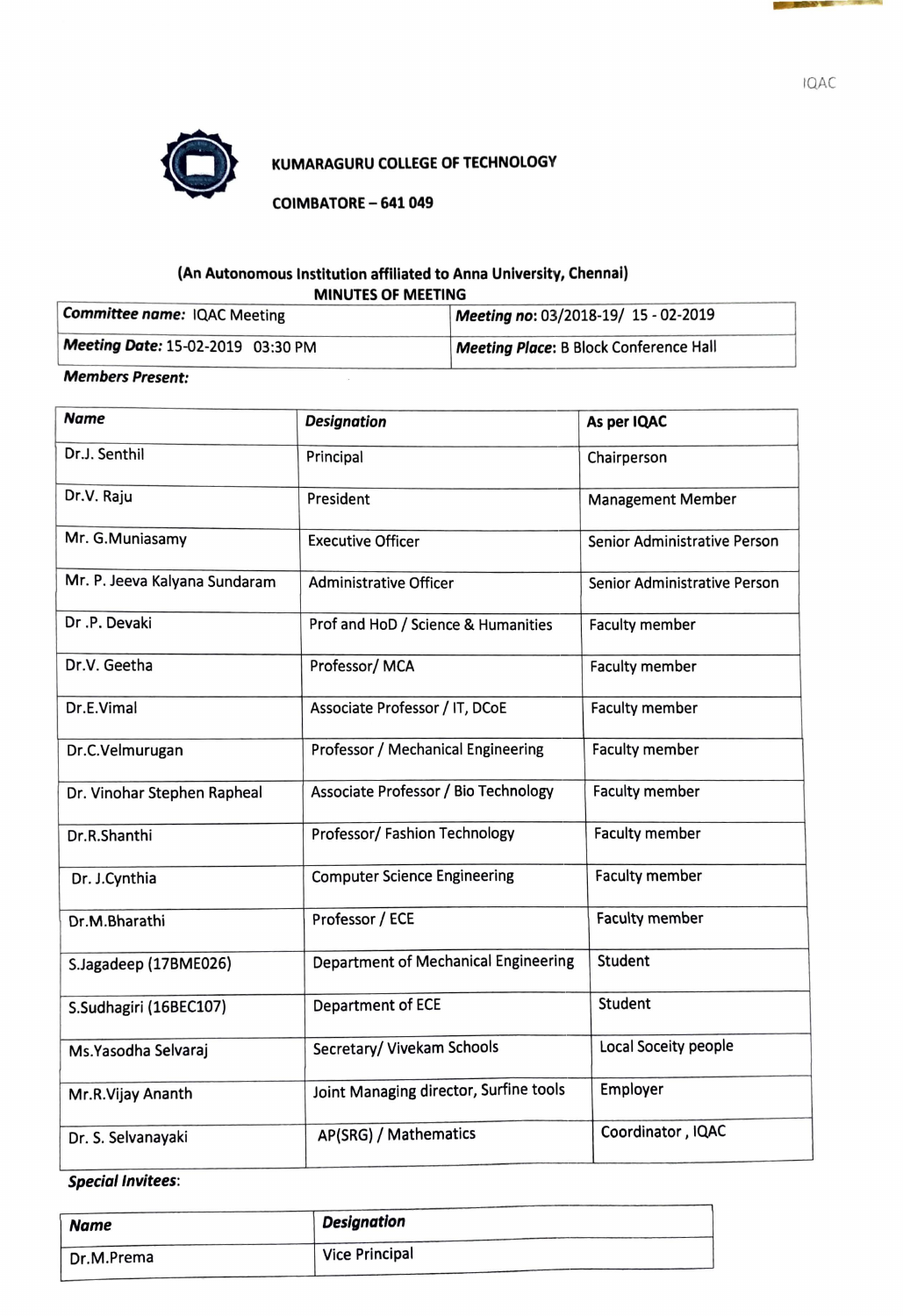IQAC

**KUMARAGURU COLLEGE OF TECHNOLOGY**

**COIMBATORE – 641 049**

**(An Autonomous Institution affiliated to Anna University, Chennai)**

**MINUTES OF MEETING**

| ***Committee name:*** IQAC Meeting | ***Meeting no:*** 03/2018-19/ 15 - 02-2019 |
|---|---|
| ***Meeting Date:*** 15-02-2019 03:30 PM | ***Meeting Place:*** B Block Conference Hall |

***Members Present:***

| *Name* | *Designation* | **As per IQAC** |
|---|---|---|
| Dr.J. Senthil | Principal | Chairperson |
| Dr.V. Raju | President | Management Member |
| Mr. G.Muniasamy | Executive Officer | Senior Administrative Person |
| Mr. P. Jeeva Kalyana Sundaram | Administrative Officer | Senior Administrative Person |
| Dr .P. Devaki | Prof and HoD / Science & Humanities | Faculty member |
| Dr.V. Geetha | Professor/ MCA | Faculty member |
| Dr.E.Vimal | Associate Professor / IT, DCoE | Faculty member |
| Dr.C.Velmurugan | Professor / Mechanical Engineering | Faculty member |
| Dr. Vinohar Stephen Rapheal | Associate Professor / Bio Technology | Faculty member |
| Dr.R.Shanthi | Professor/ Fashion Technology | Faculty member |
| Dr. J.Cynthia | Computer Science Engineering | Faculty member |
| Dr.M.Bharathi | Professor / ECE | Faculty member |
| S.Jagadeep (17BME026) | Department of Mechanical Engineering | Student |
| S.Sudhagiri (16BEC107) | Department of ECE | Student |
| Ms.Yasodha Selvaraj | Secretary/ Vivekam Schools | Local Soceity people |
| Mr.R.Vijay Ananth | Joint Managing director, Surfine tools | Employer |
| Dr. S. Selvanayaki | AP(SRG) / Mathematics | Coordinator , IQAC |

***Special Invitees:***

| **Name** | ***Designation*** |
|---|---|
| Dr.M.Prema | Vice Principal |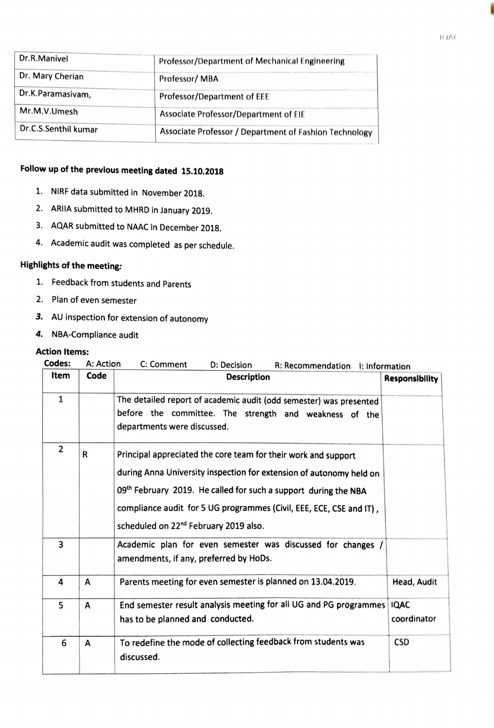| Dr.R.Manivel | Professor/Department of Mechanical Engineering |
|---|---|
| Dr. Mary Cherian | Professor/ MBA |
| Dr.K.Paramasivam, | Professor/Department of EEE |
| Mr.M.V.Umesh | Associate Professor/Department of EIE |
| Dr.C.S.Senthil kumar | Associate Professor / Department of Fashion Technology |

**Follow up of the previous meeting dated 15.10.2018**

1. NIRF data submitted in November 2018.
2. ARIIA submitted to MHRD in January 2019.
3. AQAR submitted to NAAC in December 2018.
4. Academic audit was completed as per schedule.

**Highlights of the meeting:**

1. Feedback from students and Parents
2. Plan of even semester
3. AU inspection for extension of autonomy
4. NBA-Compliance audit

**Action Items:**

**Codes:** A: Action C: Comment D: Decision R: Recommendation I: Information

| Item | Code | Description | Responsibility |
|---|---|---|---|
| 1 | | The detailed report of academic audit (odd semester) was presented before the committee. The strength and weakness of the departments were discussed. | |
| 2 | R | Principal appreciated the core team for their work and support during Anna University inspection for extension of autonomy held on 09th February 2019. He called for such a support during the NBA compliance audit for 5 UG programmes (Civil, EEE, ECE, CSE and IT), scheduled on 22nd February 2019 also. | |
| 3 | | Academic plan for even semester was discussed for changes / amendments, if any, preferred by HoDs. | |
| 4 | A | Parents meeting for even semester is planned on 13.04.2019. | Head, Audit |
| 5 | A | End semester result analysis meeting for all UG and PG programmes has to be planned and conducted. | IQAC coordinator |
| 6 | A | To redefine the mode of collecting feedback from students was discussed. | CSD |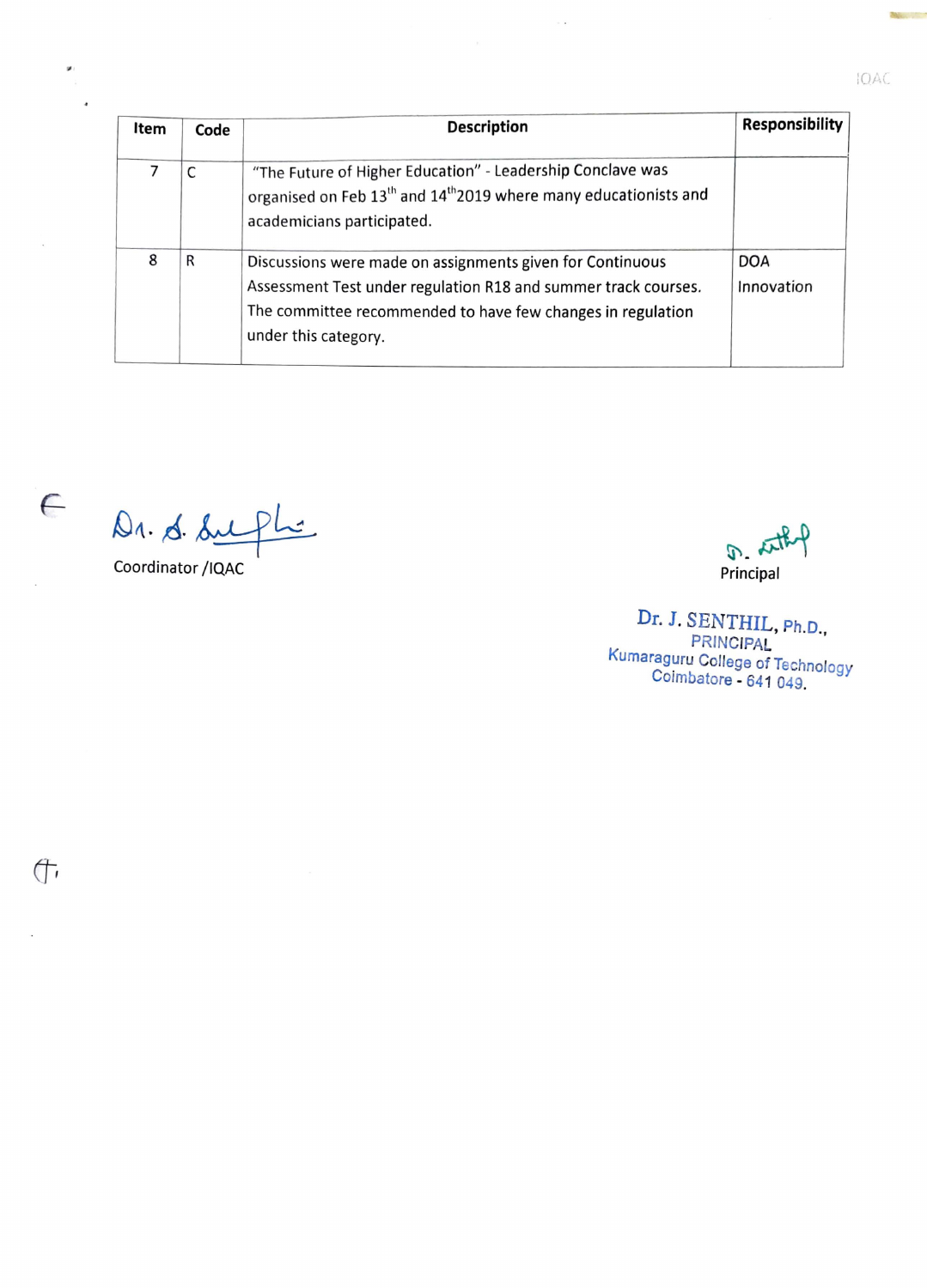| Item | Code | Description | Responsibility |
|---|---|---|---|
| 7 | C | "The Future of Higher Education" - Leadership Conclave was organised on Feb 13th and 14th 2019 where many educationists and academicians participated. | |
| 8 | R | Discussions were made on assignments given for Continuous Assessment Test under regulation R18 and summer track courses. The committee recommended to have few changes in regulation under this category. | DOA Innovation |

Coordinator /IQAC

Principal

Dr. J. SENTHIL, Ph.D.,
PRINCIPAL
Kumaraguru College of Technology
Coimbatore - 641 049.